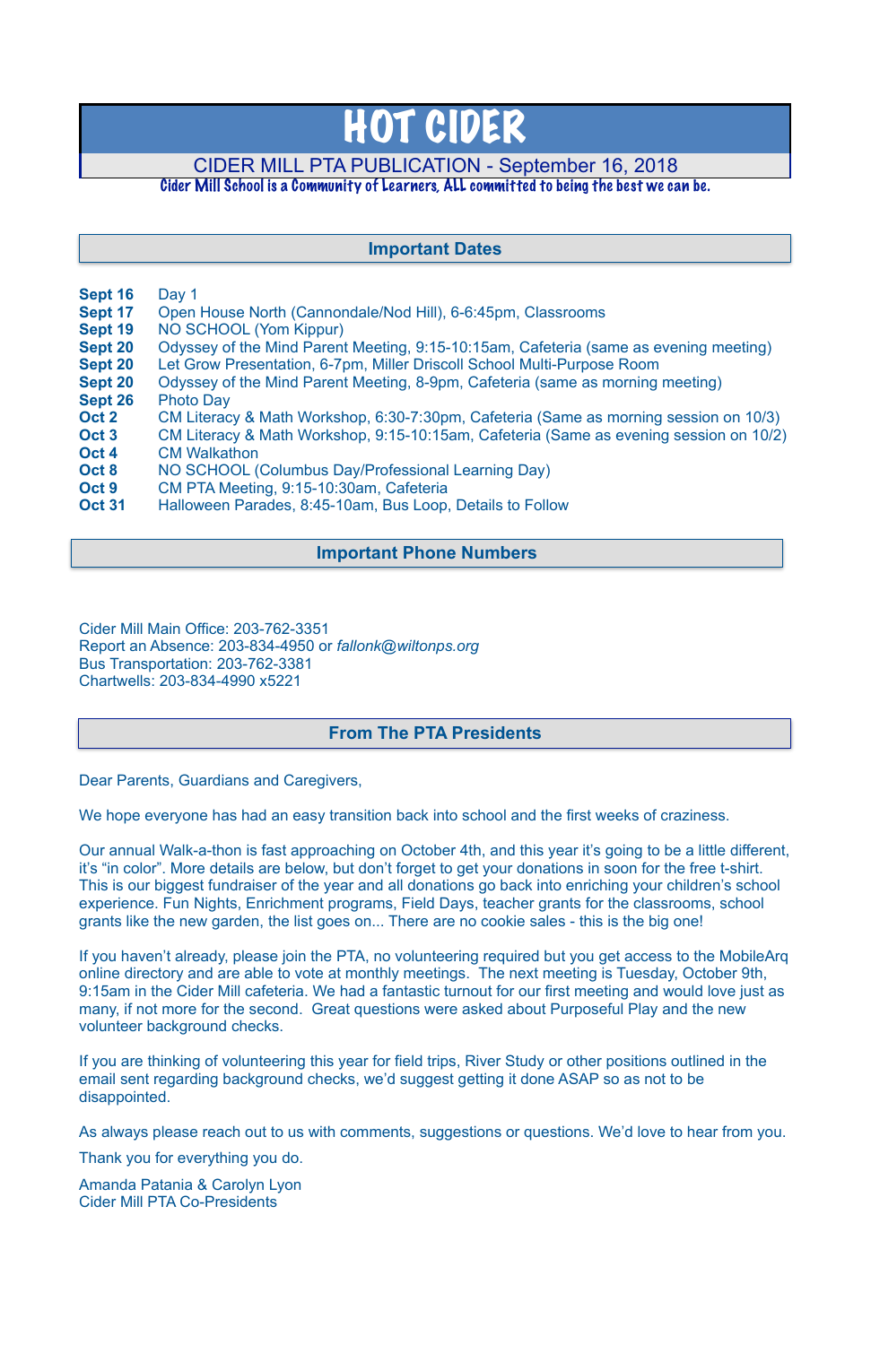# HOT CIDER

## CIDER MILL PTA PUBLICATION - September 16, 2018

Cider Mill School is a Community of Learners, ALL committed to being the best we can be.

## Important Dates

| | |
|---|---|
| **Sept 16** | Day 1 |
| **Sept 17** | Open House North (Cannondale/Nod Hill), 6-6:45pm, Classrooms |
| **Sept 19** | NO SCHOOL (Yom Kippur) |
| **Sept 20** | Odyssey of the Mind Parent Meeting, 9:15-10:15am, Cafeteria (same as evening meeting) |
| **Sept 20** | Let Grow Presentation, 6-7pm, Miller Driscoll School Multi-Purpose Room |
| **Sept 20** | Odyssey of the Mind Parent Meeting, 8-9pm, Cafeteria (same as morning meeting) |
| **Sept 26** | Photo Day |
| **Oct 2** | CM Literacy & Math Workshop, 6:30-7:30pm, Cafeteria (Same as morning session on 10/3) |
| **Oct 3** | CM Literacy & Math Workshop, 9:15-10:15am, Cafeteria (Same as evening session on 10/2) |
| **Oct 4** | CM Walkathon |
| **Oct 8** | NO SCHOOL (Columbus Day/Professional Learning Day) |
| **Oct 9** | CM PTA Meeting, 9:15-10:30am, Cafeteria |
| **Oct 31** | Halloween Parades, 8:45-10am, Bus Loop, Details to Follow |

## Important Phone Numbers

Cider Mill Main Office: 203-762-3351
Report an Absence: 203-834-4950 or *fallonk@wiltonps.org*
Bus Transportation: 203-762-3381
Chartwells: 203-834-4990 x5221

## From The PTA Presidents

Dear Parents, Guardians and Caregivers,

We hope everyone has had an easy transition back into school and the first weeks of craziness.

Our annual Walk-a-thon is fast approaching on October 4th, and this year it's going to be a little different, it's "in color". More details are below, but don't forget to get your donations in soon for the free t-shirt. This is our biggest fundraiser of the year and all donations go back into enriching your children's school experience. Fun Nights, Enrichment programs, Field Days, teacher grants for the classrooms, school grants like the new garden, the list goes on... There are no cookie sales - this is the big one!

If you haven't already, please join the PTA, no volunteering required but you get access to the MobileArq online directory and are able to vote at monthly meetings. The next meeting is Tuesday, October 9th, 9:15am in the Cider Mill cafeteria. We had a fantastic turnout for our first meeting and would love just as many, if not more for the second. Great questions were asked about Purposeful Play and the new volunteer background checks.

If you are thinking of volunteering this year for field trips, River Study or other positions outlined in the email sent regarding background checks, we'd suggest getting it done ASAP so as not to be disappointed.

As always please reach out to us with comments, suggestions or questions. We'd love to hear from you.

Thank you for everything you do.

Amanda Patania & Carolyn Lyon
Cider Mill PTA Co-Presidents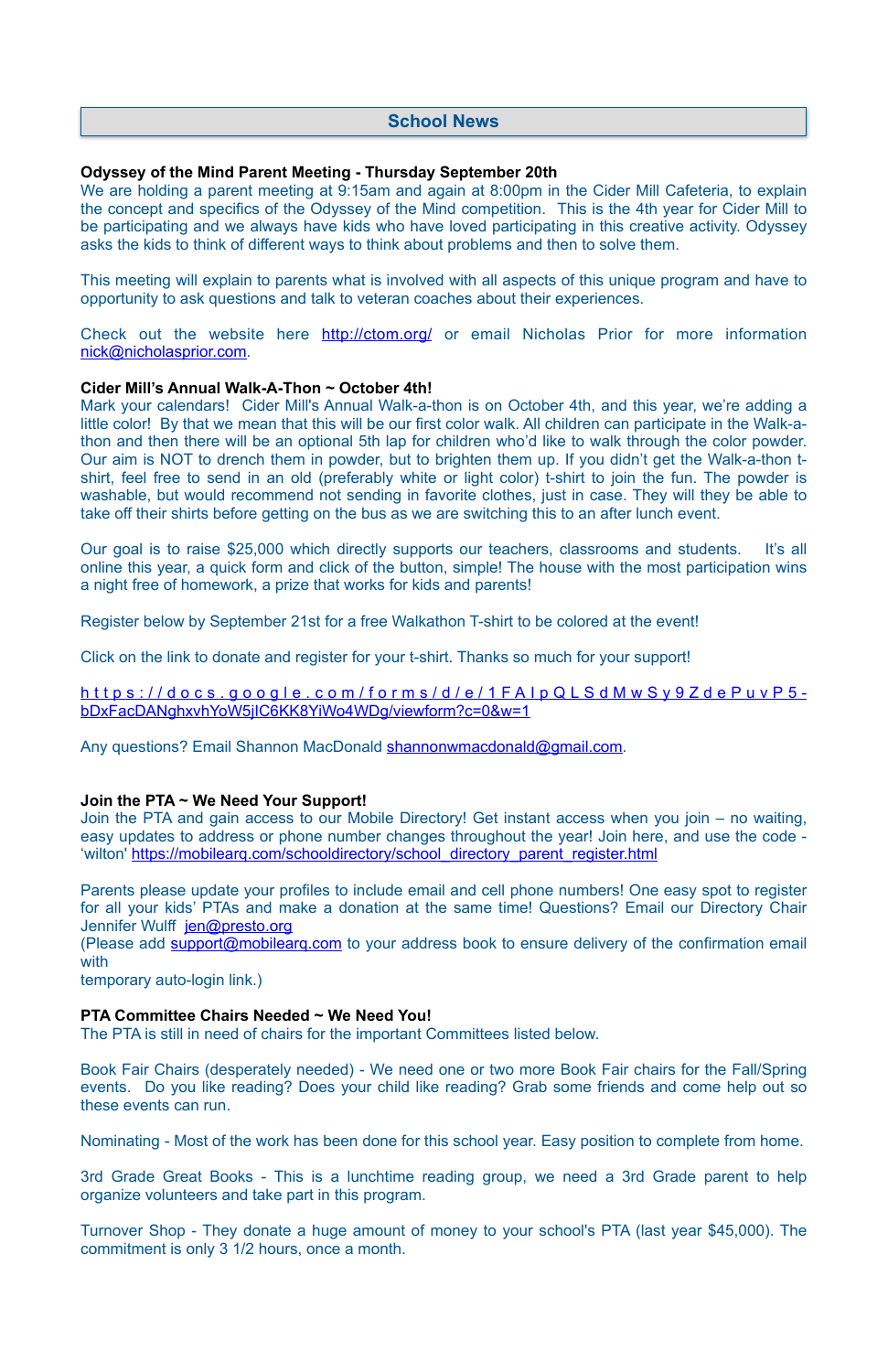## School News

**Odyssey of the Mind Parent Meeting - Thursday September 20th**

We are holding a parent meeting at 9:15am and again at 8:00pm in the Cider Mill Cafeteria, to explain the concept and specifics of the Odyssey of the Mind competition. This is the 4th year for Cider Mill to be participating and we always have kids who have loved participating in this creative activity. Odyssey asks the kids to think of different ways to think about problems and then to solve them.

This meeting will explain to parents what is involved with all aspects of this unique program and have to opportunity to ask questions and talk to veteran coaches about their experiences.

Check out the website here http://ctom.org/ or email Nicholas Prior for more information nick@nicholasprior.com.

**Cider Mill's Annual Walk-A-Thon ~ October 4th!**

Mark your calendars! Cider Mill's Annual Walk-a-thon is on October 4th, and this year, we're adding a little color! By that we mean that this will be our first color walk. All children can participate in the Walk-a-thon and then there will be an optional 5th lap for children who'd like to walk through the color powder. Our aim is NOT to drench them in powder, but to brighten them up. If you didn't get the Walk-a-thon t-shirt, feel free to send in an old (preferably white or light color) t-shirt to join the fun. The powder is washable, but would recommend not sending in favorite clothes, just in case. They will they be able to take off their shirts before getting on the bus as we are switching this to an after lunch event.

Our goal is to raise $25,000 which directly supports our teachers, classrooms and students. It's all online this year, a quick form and click of the button, simple! The house with the most participation wins a night free of homework, a prize that works for kids and parents!

Register below by September 21st for a free Walkathon T-shirt to be colored at the event!

Click on the link to donate and register for your t-shirt. Thanks so much for your support!

https://docs.google.com/forms/d/e/1FAIpQLSdMwSy9ZdePuvP5-bDxFacDANghxvhYoW5jIC6KK8YiWo4WDg/viewform?c=0&w=1

Any questions? Email Shannon MacDonald shannonwmacdonald@gmail.com.

**Join the PTA ~ We Need Your Support!**

Join the PTA and gain access to our Mobile Directory! Get instant access when you join – no waiting, easy updates to address or phone number changes throughout the year! Join here, and use the code - 'wilton' https://mobilearq.com/schooldirectory/school_directory_parent_register.html

Parents please update your profiles to include email and cell phone numbers! One easy spot to register for all your kids' PTAs and make a donation at the same time! Questions? Email our Directory Chair Jennifer Wulff jen@presto.org
(Please add support@mobilearq.com to your address book to ensure delivery of the confirmation email with
temporary auto-login link.)

**PTA Committee Chairs Needed ~ We Need You!**

The PTA is still in need of chairs for the important Committees listed below.

Book Fair Chairs (desperately needed) - We need one or two more Book Fair chairs for the Fall/Spring events. Do you like reading? Does your child like reading? Grab some friends and come help out so these events can run.

Nominating - Most of the work has been done for this school year. Easy position to complete from home.

3rd Grade Great Books - This is a lunchtime reading group, we need a 3rd Grade parent to help organize volunteers and take part in this program.

Turnover Shop - They donate a huge amount of money to your school's PTA (last year $45,000). The commitment is only 3 1/2 hours, once a month.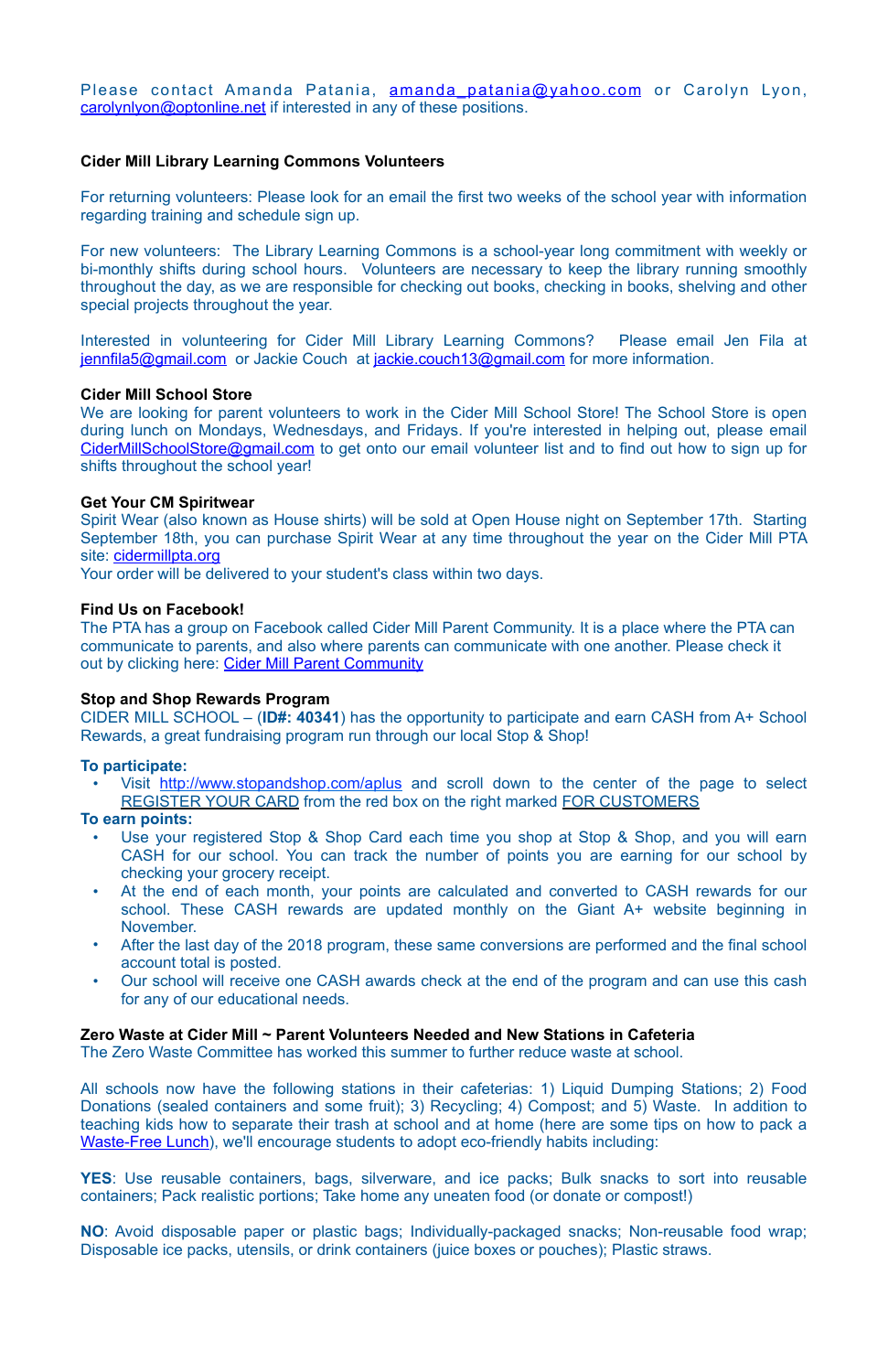Please contact Amanda Patania, amanda_patania@yahoo.com or Carolyn Lyon, carolynlyon@optonline.net if interested in any of these positions.

**Cider Mill Library Learning Commons Volunteers**

For returning volunteers: Please look for an email the first two weeks of the school year with information regarding training and schedule sign up.

For new volunteers: The Library Learning Commons is a school-year long commitment with weekly or bi-monthly shifts during school hours. Volunteers are necessary to keep the library running smoothly throughout the day, as we are responsible for checking out books, checking in books, shelving and other special projects throughout the year.

Interested in volunteering for Cider Mill Library Learning Commons? Please email Jen Fila at jennfila5@gmail.com or Jackie Couch at jackie.couch13@gmail.com for more information.

**Cider Mill School Store**

We are looking for parent volunteers to work in the Cider Mill School Store! The School Store is open during lunch on Mondays, Wednesdays, and Fridays. If you're interested in helping out, please email CiderMillSchoolStore@gmail.com to get onto our email volunteer list and to find out how to sign up for shifts throughout the school year!

**Get Your CM Spiritwear**

Spirit Wear (also known as House shirts) will be sold at Open House night on September 17th. Starting September 18th, you can purchase Spirit Wear at any time throughout the year on the Cider Mill PTA site: cidermillpta.org

Your order will be delivered to your student's class within two days.

**Find Us on Facebook!**

The PTA has a group on Facebook called Cider Mill Parent Community. It is a place where the PTA can communicate to parents, and also where parents can communicate with one another. Please check it out by clicking here: Cider Mill Parent Community

**Stop and Shop Rewards Program**

CIDER MILL SCHOOL – (**ID#: 40341**) has the opportunity to participate and earn CASH from A+ School Rewards, a great fundraising program run through our local Stop & Shop!

**To participate:**

- Visit http://www.stopandshop.com/aplus and scroll down to the center of the page to select REGISTER YOUR CARD from the red box on the right marked FOR CUSTOMERS

**To earn points:**

- Use your registered Stop & Shop Card each time you shop at Stop & Shop, and you will earn CASH for our school. You can track the number of points you are earning for our school by checking your grocery receipt.
- At the end of each month, your points are calculated and converted to CASH rewards for our school. These CASH rewards are updated monthly on the Giant A+ website beginning in November.
- After the last day of the 2018 program, these same conversions are performed and the final school account total is posted.
- Our school will receive one CASH awards check at the end of the program and can use this cash for any of our educational needs.

**Zero Waste at Cider Mill ~ Parent Volunteers Needed and New Stations in Cafeteria**

The Zero Waste Committee has worked this summer to further reduce waste at school.

All schools now have the following stations in their cafeterias: 1) Liquid Dumping Stations; 2) Food Donations (sealed containers and some fruit); 3) Recycling; 4) Compost; and 5) Waste. In addition to teaching kids how to separate their trash at school and at home (here are some tips on how to pack a Waste-Free Lunch), we'll encourage students to adopt eco-friendly habits including:

**YES**: Use reusable containers, bags, silverware, and ice packs; Bulk snacks to sort into reusable containers; Pack realistic portions; Take home any uneaten food (or donate or compost!)

**NO**: Avoid disposable paper or plastic bags; Individually-packaged snacks; Non-reusable food wrap; Disposable ice packs, utensils, or drink containers (juice boxes or pouches); Plastic straws.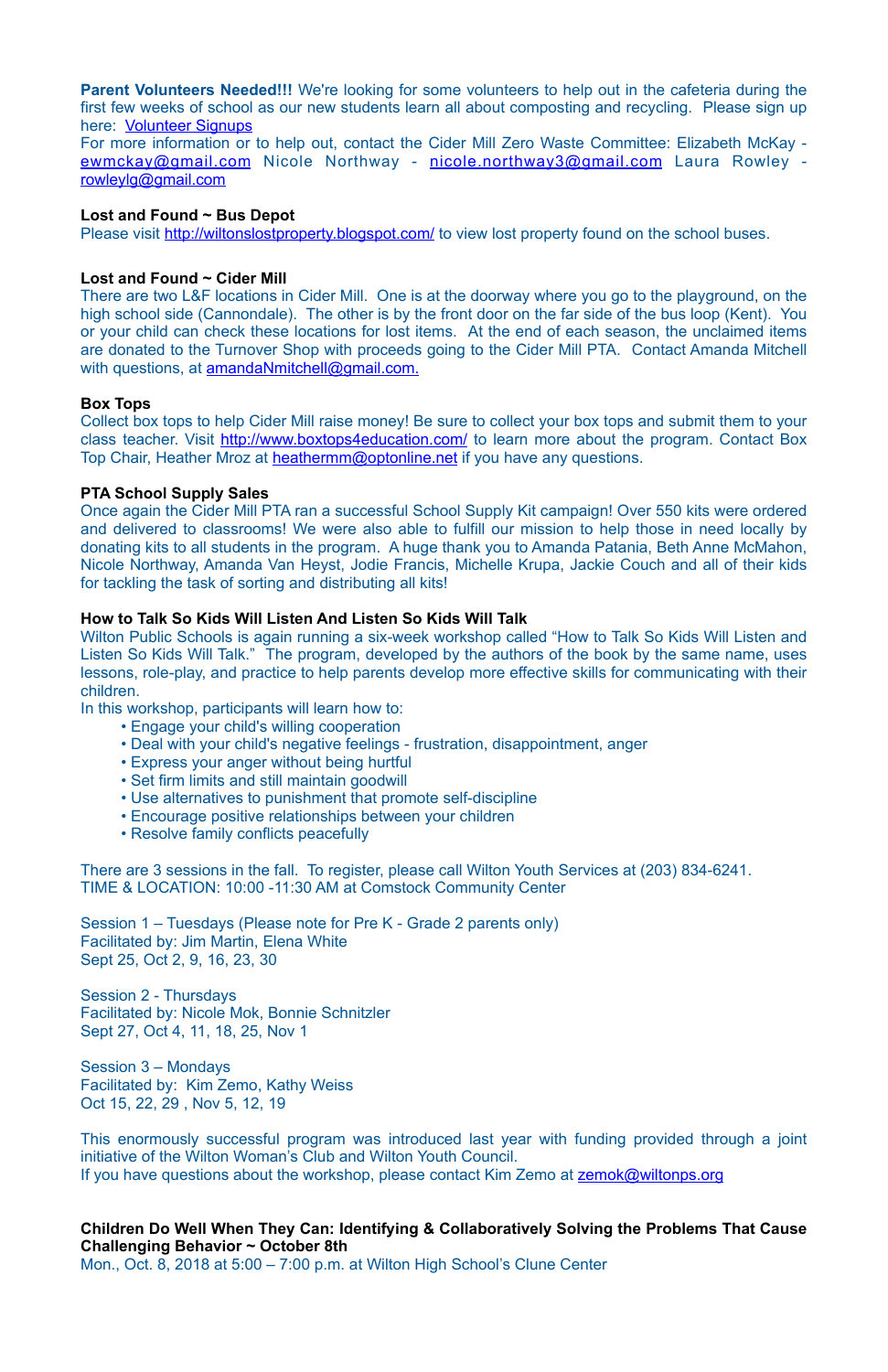**Parent Volunteers Needed!!!** We're looking for some volunteers to help out in the cafeteria during the first few weeks of school as our new students learn all about composting and recycling. Please sign up here: Volunteer Signups
For more information or to help out, contact the Cider Mill Zero Waste Committee: Elizabeth McKay - ewmckay@gmail.com Nicole Northway - nicole.northway3@gmail.com Laura Rowley - rowleylg@gmail.com

**Lost and Found ~ Bus Depot**
Please visit http://wiltonslostproperty.blogspot.com/ to view lost property found on the school buses.

**Lost and Found ~ Cider Mill**
There are two L&F locations in Cider Mill. One is at the doorway where you go to the playground, on the high school side (Cannondale). The other is by the front door on the far side of the bus loop (Kent). You or your child can check these locations for lost items. At the end of each season, the unclaimed items are donated to the Turnover Shop with proceeds going to the Cider Mill PTA. Contact Amanda Mitchell with questions, at amandaNmitchell@gmail.com.

**Box Tops**
Collect box tops to help Cider Mill raise money! Be sure to collect your box tops and submit them to your class teacher. Visit http://www.boxtops4education.com/ to learn more about the program. Contact Box Top Chair, Heather Mroz at heathermm@optonline.net if you have any questions.

**PTA School Supply Sales**
Once again the Cider Mill PTA ran a successful School Supply Kit campaign! Over 550 kits were ordered and delivered to classrooms! We were also able to fulfill our mission to help those in need locally by donating kits to all students in the program. A huge thank you to Amanda Patania, Beth Anne McMahon, Nicole Northway, Amanda Van Heyst, Jodie Francis, Michelle Krupa, Jackie Couch and all of their kids for tackling the task of sorting and distributing all kits!

**How to Talk So Kids Will Listen And Listen So Kids Will Talk**
Wilton Public Schools is again running a six-week workshop called "How to Talk So Kids Will Listen and Listen So Kids Will Talk." The program, developed by the authors of the book by the same name, uses lessons, role-play, and practice to help parents develop more effective skills for communicating with their children.
In this workshop, participants will learn how to:

- Engage your child's willing cooperation
- Deal with your child's negative feelings - frustration, disappointment, anger
- Express your anger without being hurtful
- Set firm limits and still maintain goodwill
- Use alternatives to punishment that promote self-discipline
- Encourage positive relationships between your children
- Resolve family conflicts peacefully

There are 3 sessions in the fall. To register, please call Wilton Youth Services at (203) 834-6241.
TIME & LOCATION: 10:00 -11:30 AM at Comstock Community Center

Session 1 – Tuesdays (Please note for Pre K - Grade 2 parents only)
Facilitated by: Jim Martin, Elena White
Sept 25, Oct 2, 9, 16, 23, 30

Session 2 - Thursdays
Facilitated by: Nicole Mok, Bonnie Schnitzler
Sept 27, Oct 4, 11, 18, 25, Nov 1

Session 3 – Mondays
Facilitated by: Kim Zemo, Kathy Weiss
Oct 15, 22, 29 , Nov 5, 12, 19

This enormously successful program was introduced last year with funding provided through a joint initiative of the Wilton Woman's Club and Wilton Youth Council.
If you have questions about the workshop, please contact Kim Zemo at zemok@wiltonps.org

**Children Do Well When They Can: Identifying & Collaboratively Solving the Problems That Cause Challenging Behavior ~ October 8th**
Mon., Oct. 8, 2018 at 5:00 – 7:00 p.m. at Wilton High School's Clune Center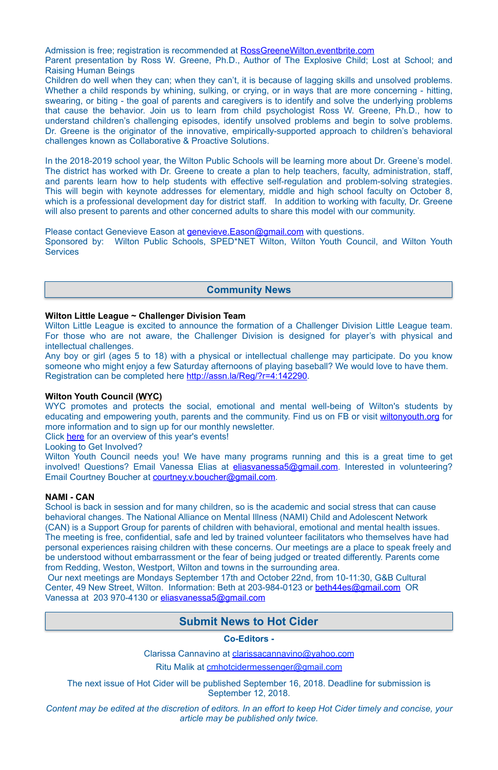Admission is free; registration is recommended at RossGreeneWilton.eventbrite.com
Parent presentation by Ross W. Greene, Ph.D., Author of The Explosive Child; Lost at School; and Raising Human Beings
Children do well when they can; when they can't, it is because of lagging skills and unsolved problems. Whether a child responds by whining, sulking, or crying, or in ways that are more concerning - hitting, swearing, or biting - the goal of parents and caregivers is to identify and solve the underlying problems that cause the behavior. Join us to learn from child psychologist Ross W. Greene, Ph.D., how to understand children's challenging episodes, identify unsolved problems and begin to solve problems. Dr. Greene is the originator of the innovative, empirically-supported approach to children's behavioral challenges known as Collaborative & Proactive Solutions.

In the 2018-2019 school year, the Wilton Public Schools will be learning more about Dr. Greene's model. The district has worked with Dr. Greene to create a plan to help teachers, faculty, administration, staff, and parents learn how to help students with effective self-regulation and problem-solving strategies. This will begin with keynote addresses for elementary, middle and high school faculty on October 8, which is a professional development day for district staff. In addition to working with faculty, Dr. Greene will also present to parents and other concerned adults to share this model with our community.

Please contact Genevieve Eason at genevieve.Eason@gmail.com with questions.
Sponsored by: Wilton Public Schools, SPED*NET Wilton, Wilton Youth Council, and Wilton Youth Services

## Community News

**Wilton Little League ~ Challenger Division Team**
Wilton Little League is excited to announce the formation of a Challenger Division Little League team. For those who are not aware, the Challenger Division is designed for player's with physical and intellectual challenges.
Any boy or girl (ages 5 to 18) with a physical or intellectual challenge may participate. Do you know someone who might enjoy a few Saturday afternoons of playing baseball? We would love to have them. Registration can be completed here http://assn.la/Reg/?r=4:142290.

**Wilton Youth Council (WYC)**
WYC promotes and protects the social, emotional and mental well-being of Wilton's students by educating and empowering youth, parents and the community. Find us on FB or visit wiltonyouth.org for more information and to sign up for our monthly newsletter.
Click here for an overview of this year's events!
Looking to Get Involved?
Wilton Youth Council needs you! We have many programs running and this is a great time to get involved! Questions? Email Vanessa Elias at eliasvanessa5@gmail.com. Interested in volunteering? Email Courtney Boucher at courtney.v.boucher@gmail.com.

**NAMI - CAN**
School is back in session and for many children, so is the academic and social stress that can cause behavioral changes. The National Alliance on Mental Illness (NAMI) Child and Adolescent Network (CAN) is a Support Group for parents of children with behavioral, emotional and mental health issues. The meeting is free, confidential, safe and led by trained volunteer facilitators who themselves have had personal experiences raising children with these concerns. Our meetings are a place to speak freely and be understood without embarrassment or the fear of being judged or treated differently. Parents come from Redding, Weston, Westport, Wilton and towns in the surrounding area.
Our next meetings are Mondays September 17th and October 22nd, from 10-11:30, G&B Cultural Center, 49 New Street, Wilton. Information: Beth at 203-984-0123 or beth44es@gmail.com OR Vanessa at 203 970-4130 or eliasvanessa5@gmail.com

## Submit News to Hot Cider

**Co-Editors -**

Clarissa Cannavino at clarissacannavino@yahoo.com

Ritu Malik at cmhotcidermessenger@gmail.com

The next issue of Hot Cider will be published September 16, 2018. Deadline for submission is September 12, 2018.

*Content may be edited at the discretion of editors. In an effort to keep Hot Cider timely and concise, your article may be published only twice.*